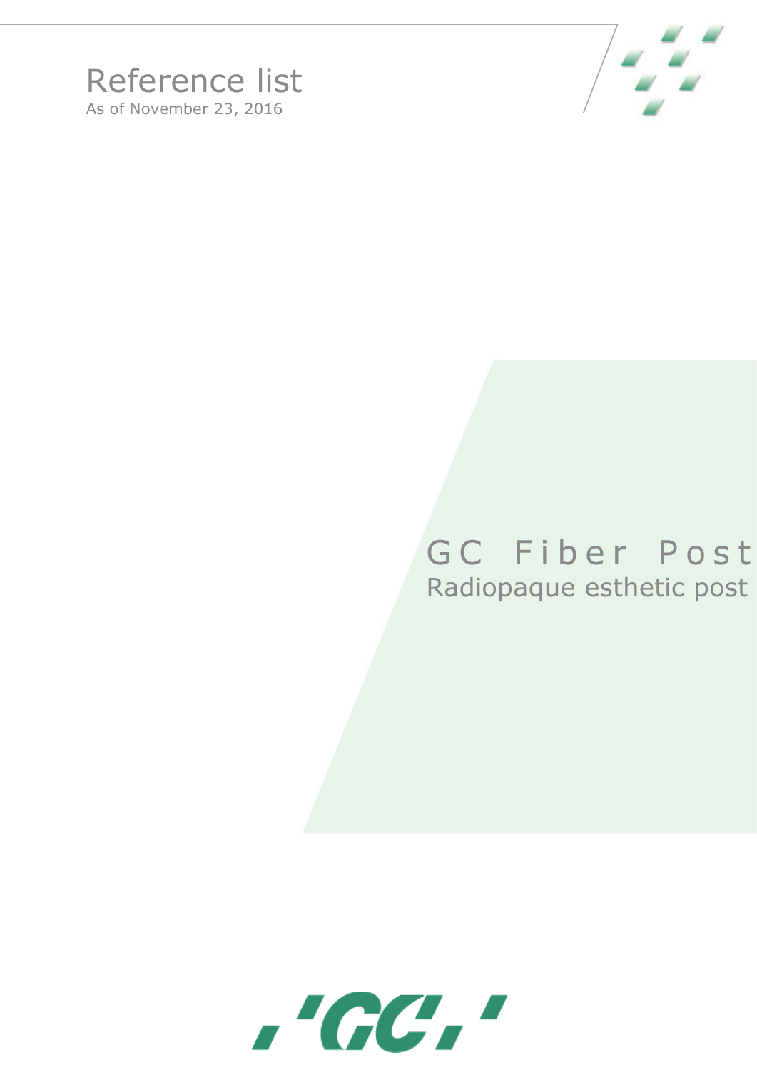# Reference list

As of November 23, 2016

# GC Fiber Post

## Radiopaque esthetic post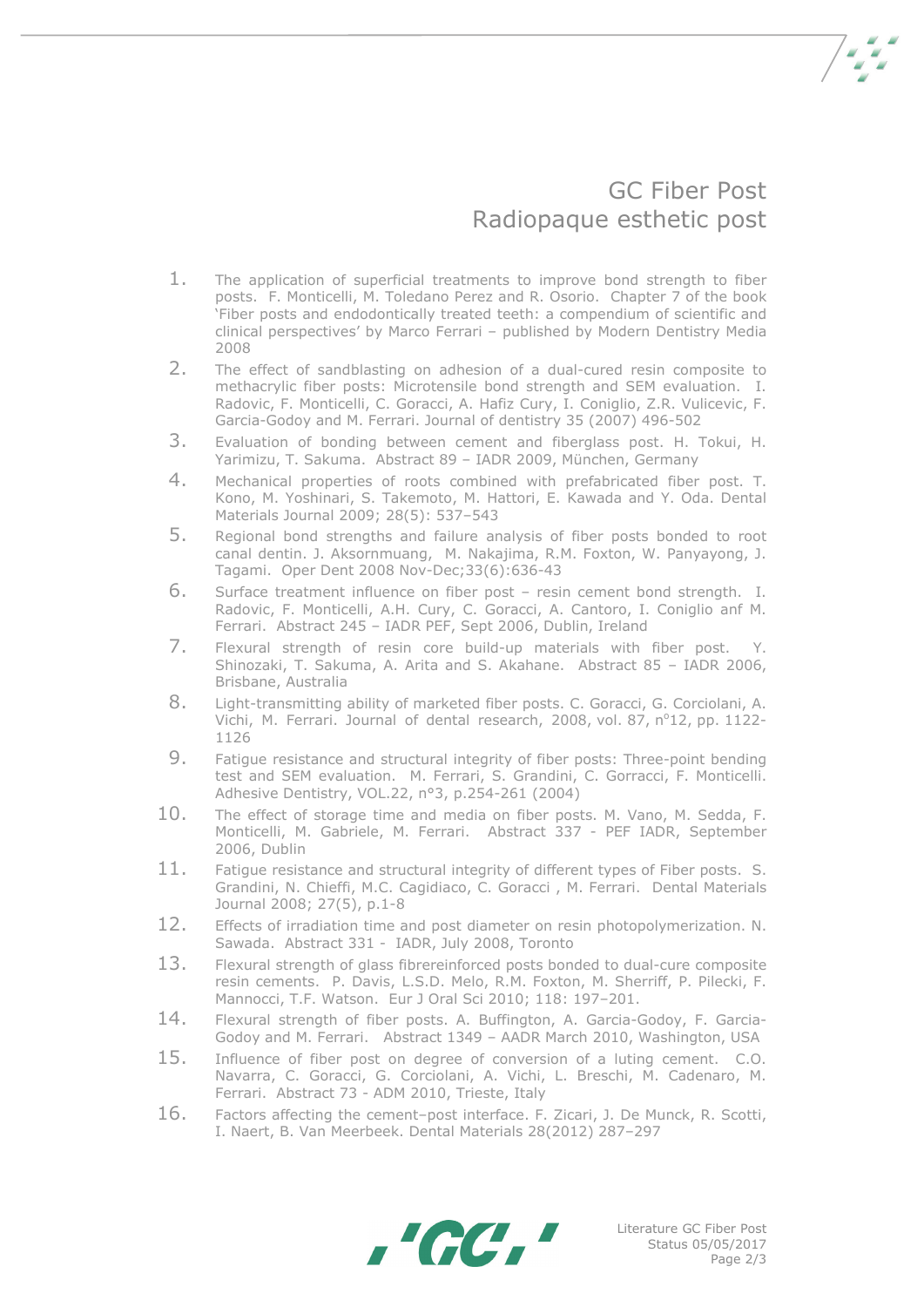# GC Fiber Post
# Radiopaque esthetic post

1. The application of superficial treatments to improve bond strength to fiber posts. F. Monticelli, M. Toledano Perez and R. Osorio. Chapter 7 of the book 'Fiber posts and endodontically treated teeth: a compendium of scientific and clinical perspectives' by Marco Ferrari – published by Modern Dentistry Media 2008
2. The effect of sandblasting on adhesion of a dual-cured resin composite to methacrylic fiber posts: Microtensile bond strength and SEM evaluation. I. Radovic, F. Monticelli, C. Goracci, A. Hafiz Cury, I. Coniglio, Z.R. Vulicevic, F. Garcia-Godoy and M. Ferrari. Journal of dentistry 35 (2007) 496-502
3. Evaluation of bonding between cement and fiberglass post. H. Tokui, H. Yarimizu, T. Sakuma. Abstract 89 – IADR 2009, München, Germany
4. Mechanical properties of roots combined with prefabricated fiber post. T. Kono, M. Yoshinari, S. Takemoto, M. Hattori, E. Kawada and Y. Oda. Dental Materials Journal 2009; 28(5): 537–543
5. Regional bond strengths and failure analysis of fiber posts bonded to root canal dentin. J. Aksornmuang, M. Nakajima, R.M. Foxton, W. Panyayong, J. Tagami. Oper Dent 2008 Nov-Dec;33(6):636-43
6. Surface treatment influence on fiber post – resin cement bond strength. I. Radovic, F. Monticelli, A.H. Cury, C. Goracci, A. Cantoro, I. Coniglio anf M. Ferrari. Abstract 245 – IADR PEF, Sept 2006, Dublin, Ireland
7. Flexural strength of resin core build-up materials with fiber post. Y. Shinozaki, T. Sakuma, A. Arita and S. Akahane. Abstract 85 – IADR 2006, Brisbane, Australia
8. Light-transmitting ability of marketed fiber posts. C. Goracci, G. Corciolani, A. Vichi, M. Ferrari. Journal of dental research, 2008, vol. 87, n°12, pp. 1122-1126
9. Fatigue resistance and structural integrity of fiber posts: Three-point bending test and SEM evaluation. M. Ferrari, S. Grandini, C. Gorracci, F. Monticelli. Adhesive Dentistry, VOL.22, n°3, p.254-261 (2004)
10. The effect of storage time and media on fiber posts. M. Vano, M. Sedda, F. Monticelli, M. Gabriele, M. Ferrari. Abstract 337 - PEF IADR, September 2006, Dublin
11. Fatigue resistance and structural integrity of different types of Fiber posts. S. Grandini, N. Chieffi, M.C. Cagidiaco, C. Goracci , M. Ferrari. Dental Materials Journal 2008; 27(5), p.1-8
12. Effects of irradiation time and post diameter on resin photopolymerization. N. Sawada. Abstract 331 - IADR, July 2008, Toronto
13. Flexural strength of glass fibrereinforced posts bonded to dual-cure composite resin cements. P. Davis, L.S.D. Melo, R.M. Foxton, M. Sherriff, P. Pilecki, F. Mannocci, T.F. Watson. Eur J Oral Sci 2010; 118: 197–201.
14. Flexural strength of fiber posts. A. Buffington, A. Garcia-Godoy, F. Garcia-Godoy and M. Ferrari. Abstract 1349 – AADR March 2010, Washington, USA
15. Influence of fiber post on degree of conversion of a luting cement. C.O. Navarra, C. Goracci, G. Corciolani, A. Vichi, L. Breschi, M. Cadenaro, M. Ferrari. Abstract 73 - ADM 2010, Trieste, Italy
16. Factors affecting the cement–post interface. F. Zicari, J. De Munck, R. Scotti, I. Naert, B. Van Meerbeek. Dental Materials 28(2012) 287–297

Literature GC Fiber Post
Status 05/05/2017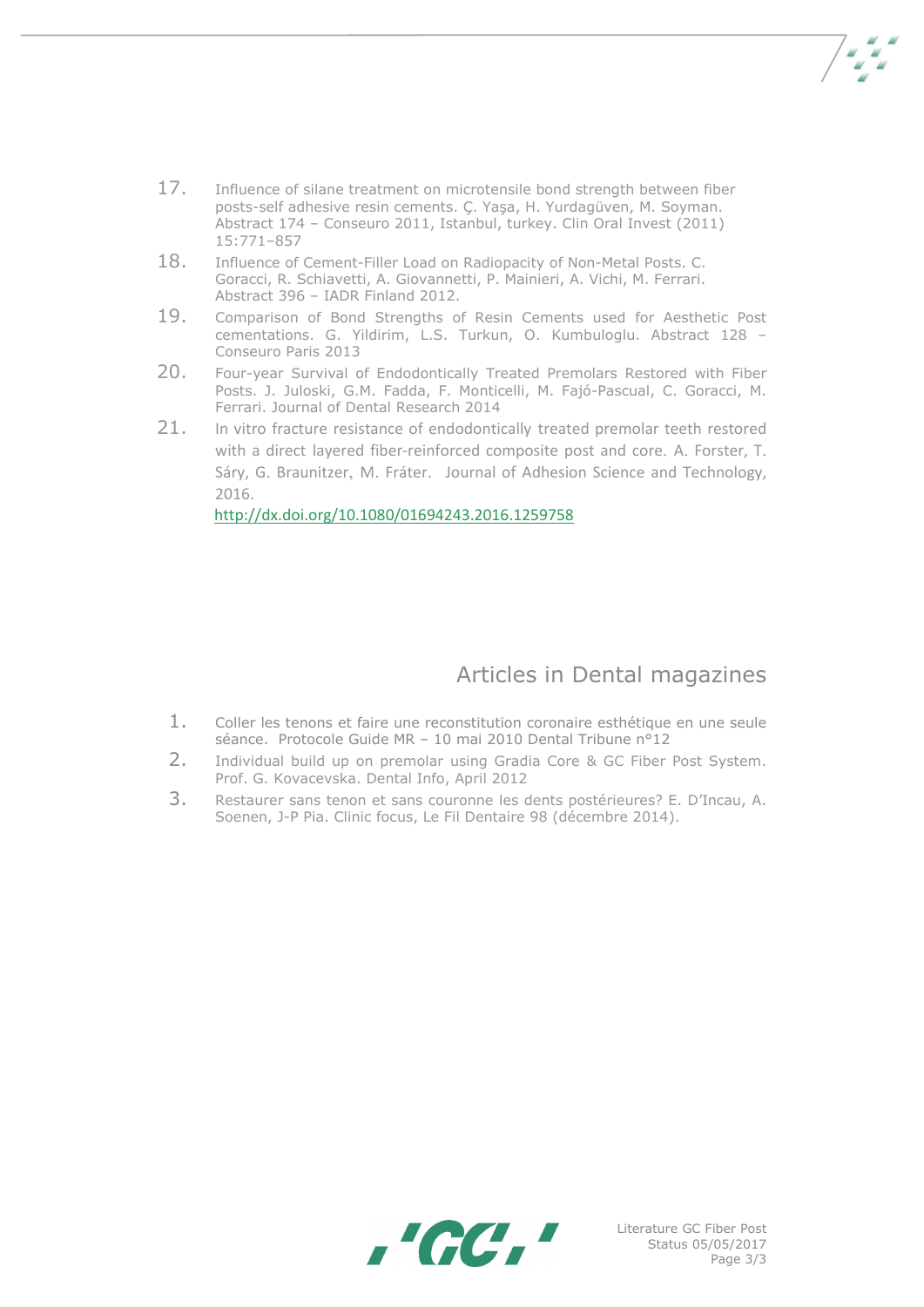17. Influence of silane treatment on microtensile bond strength between fiber posts-self adhesive resin cements. Ç. Yaşa, H. Yurdagüven, M. Soyman. Abstract 174 – Conseuro 2011, Istanbul, turkey. Clin Oral Invest (2011) 15:771–857
18. Influence of Cement-Filler Load on Radiopacity of Non-Metal Posts. C. Goracci, R. Schiavetti, A. Giovannetti, P. Mainieri, A. Vichi, M. Ferrari. Abstract 396 – IADR Finland 2012.
19. Comparison of Bond Strengths of Resin Cements used for Aesthetic Post cementations. G. Yildirim, L.S. Turkun, O. Kumbuloglu. Abstract 128 – Conseuro Paris 2013
20. Four-year Survival of Endodontically Treated Premolars Restored with Fiber Posts. J. Juloski, G.M. Fadda, F. Monticelli, M. Fajó-Pascual, C. Goracci, M. Ferrari. Journal of Dental Research 2014
21. In vitro fracture resistance of endodontically treated premolar teeth restored with a direct layered fiber-reinforced composite post and core. A. Forster, T. Sáry, G. Braunitzer, M. Fráter. Journal of Adhesion Science and Technology, 2016.
    http://dx.doi.org/10.1080/01694243.2016.1259758

## Articles in Dental magazines

1. Coller les tenons et faire une reconstitution coronaire esthétique en une seule séance. Protocole Guide MR – 10 mai 2010 Dental Tribune n°12
2. Individual build up on premolar using Gradia Core & GC Fiber Post System. Prof. G. Kovacevska. Dental Info, April 2012
3. Restaurer sans tenon et sans couronne les dents postérieures? E. D'Incau, A. Soenen, J-P Pia. Clinic focus, Le Fil Dentaire 98 (décembre 2014).

Literature GC Fiber Post
Status 05/05/2017